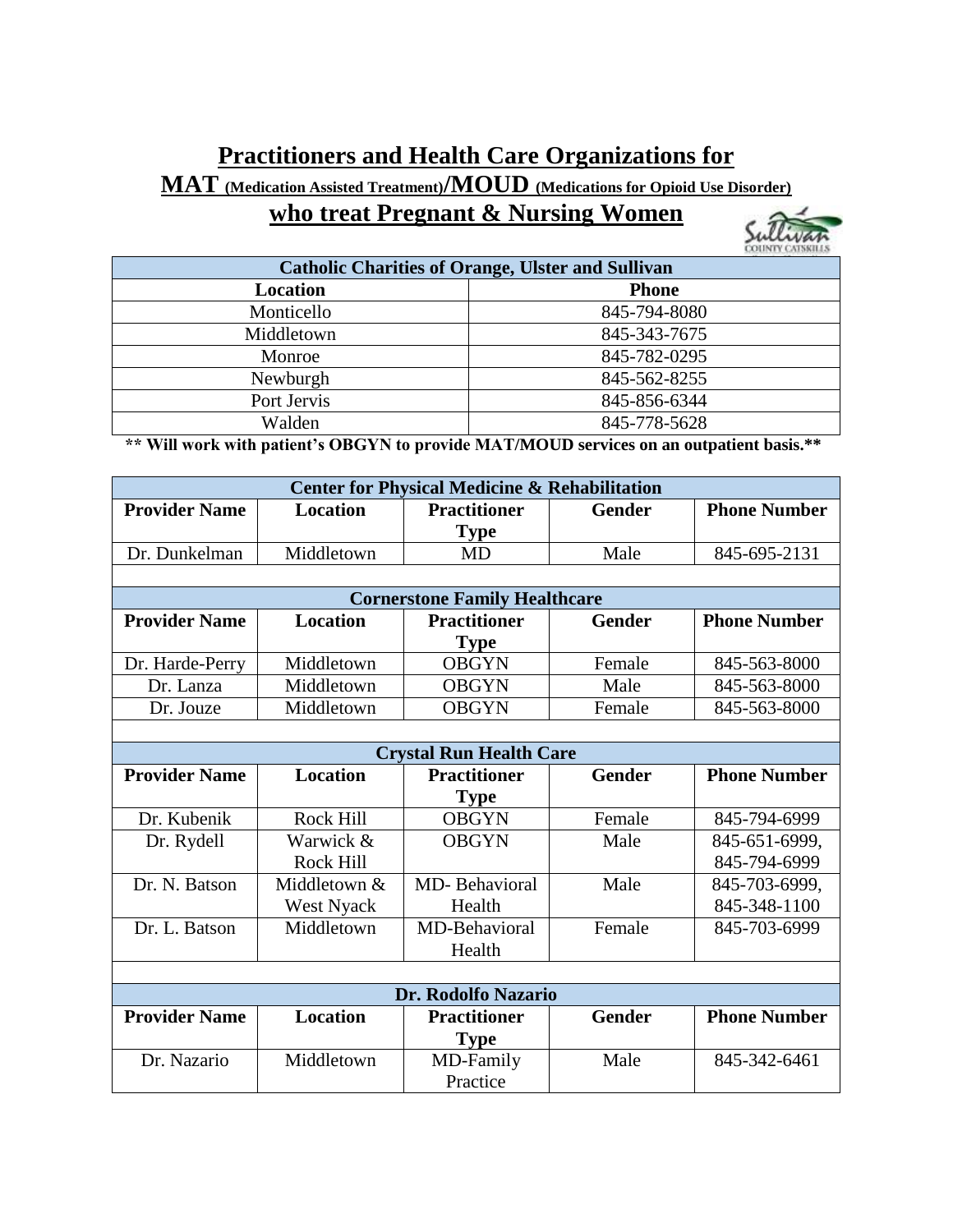# Practitioners and Health Care Organizations for MAT (Medication Assisted Treatment)/MOUD (Medications for Opioid Use Disorder) who treat Pregnant & Nursing Women

| Catholic Charities of Orange, Ulster and Sullivan | |
|---|---|
| **Location** | **Phone** |
| Monticello | 845-794-8080 |
| Middletown | 845-343-7675 |
| Monroe | 845-782-0295 |
| Newburgh | 845-562-8255 |
| Port Jervis | 845-856-6344 |
| Walden | 845-778-5628 |

**\*\* Will work with patient's OBGYN to provide MAT/MOUD services on an outpatient basis.\*\***

| Center for Physical Medicine & Rehabilitation | | | | |
|---|---|---|---|---|
| **Provider Name** | **Location** | **Practitioner Type** | **Gender** | **Phone Number** |
| Dr. Dunkelman | Middletown | MD | Male | 845-695-2131 |

| Cornerstone Family Healthcare | | | | |
|---|---|---|---|---|
| **Provider Name** | **Location** | **Practitioner Type** | **Gender** | **Phone Number** |
| Dr. Harde-Perry | Middletown | OBGYN | Female | 845-563-8000 |
| Dr. Lanza | Middletown | OBGYN | Male | 845-563-8000 |
| Dr. Jouze | Middletown | OBGYN | Female | 845-563-8000 |

| Crystal Run Health Care | | | | |
|---|---|---|---|---|
| **Provider Name** | **Location** | **Practitioner Type** | **Gender** | **Phone Number** |
| Dr. Kubenik | Rock Hill | OBGYN | Female | 845-794-6999 |
| Dr. Rydell | Warwick & Rock Hill | OBGYN | Male | 845-651-6999, 845-794-6999 |
| Dr. N. Batson | Middletown & West Nyack | MD- Behavioral Health | Male | 845-703-6999, 845-348-1100 |
| Dr. L. Batson | Middletown | MD-Behavioral Health | Female | 845-703-6999 |

| Dr. Rodolfo Nazario | | | | |
|---|---|---|---|---|
| **Provider Name** | **Location** | **Practitioner Type** | **Gender** | **Phone Number** |
| Dr. Nazario | Middletown | MD-Family Practice | Male | 845-342-6461 |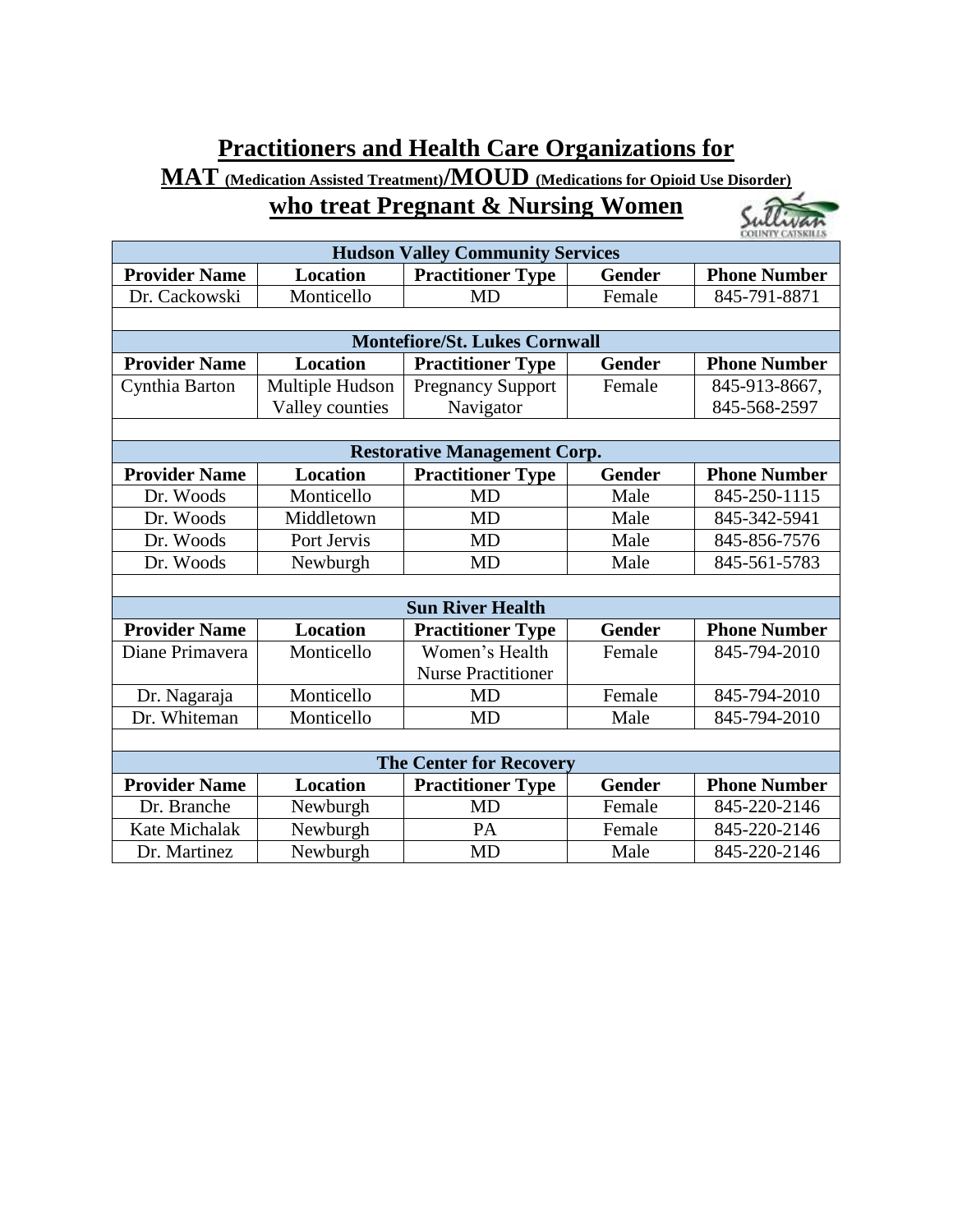# Practitioners and Health Care Organizations for MAT (Medication Assisted Treatment)/MOUD (Medications for Opioid Use Disorder) who treat Pregnant & Nursing Women

| Hudson Valley Community Services | | | | |
|---|---|---|---|---|
| **Provider Name** | **Location** | **Practitioner Type** | **Gender** | **Phone Number** |
| Dr. Cackowski | Monticello | MD | Female | 845-791-8871 |

| Montefiore/St. Lukes Cornwall | | | | |
|---|---|---|---|---|
| **Provider Name** | **Location** | **Practitioner Type** | **Gender** | **Phone Number** |
| Cynthia Barton | Multiple Hudson Valley counties | Pregnancy Support Navigator | Female | 845-913-8667, 845-568-2597 |

| Restorative Management Corp. | | | | |
|---|---|---|---|---|
| **Provider Name** | **Location** | **Practitioner Type** | **Gender** | **Phone Number** |
| Dr. Woods | Monticello | MD | Male | 845-250-1115 |
| Dr. Woods | Middletown | MD | Male | 845-342-5941 |
| Dr. Woods | Port Jervis | MD | Male | 845-856-7576 |
| Dr. Woods | Newburgh | MD | Male | 845-561-5783 |

| Sun River Health | | | | |
|---|---|---|---|---|
| **Provider Name** | **Location** | **Practitioner Type** | **Gender** | **Phone Number** |
| Diane Primavera | Monticello | Women's Health Nurse Practitioner | Female | 845-794-2010 |
| Dr. Nagaraja | Monticello | MD | Female | 845-794-2010 |
| Dr. Whiteman | Monticello | MD | Male | 845-794-2010 |

| The Center for Recovery | | | | |
|---|---|---|---|---|
| **Provider Name** | **Location** | **Practitioner Type** | **Gender** | **Phone Number** |
| Dr. Branche | Newburgh | MD | Female | 845-220-2146 |
| Kate Michalak | Newburgh | PA | Female | 845-220-2146 |
| Dr. Martinez | Newburgh | MD | Male | 845-220-2146 |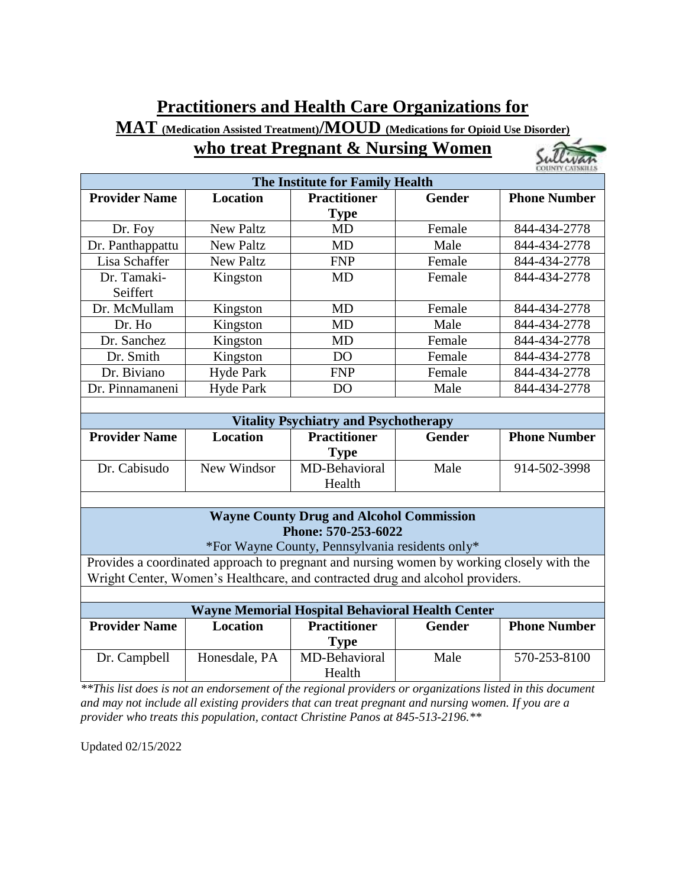# Practitioners and Health Care Organizations for

## MAT (Medication Assisted Treatment)/MOUD (Medications for Opioid Use Disorder)

## who treat Pregnant & Nursing Women

| The Institute for Family Health | | | | |
|---|---|---|---|---|
| **Provider Name** | **Location** | **Practitioner Type** | **Gender** | **Phone Number** |
| Dr. Foy | New Paltz | MD | Female | 844-434-2778 |
| Dr. Panthappattu | New Paltz | MD | Male | 844-434-2778 |
| Lisa Schaffer | New Paltz | FNP | Female | 844-434-2778 |
| Dr. Tamaki-Seiffert | Kingston | MD | Female | 844-434-2778 |
| Dr. McMullam | Kingston | MD | Female | 844-434-2778 |
| Dr. Ho | Kingston | MD | Male | 844-434-2778 |
| Dr. Sanchez | Kingston | MD | Female | 844-434-2778 |
| Dr. Smith | Kingston | DO | Female | 844-434-2778 |
| Dr. Biviano | Hyde Park | FNP | Female | 844-434-2778 |
| Dr. Pinnamaneni | Hyde Park | DO | Male | 844-434-2778 |

| Vitality Psychiatry and Psychotherapy | | | | |
|---|---|---|---|---|
| **Provider Name** | **Location** | **Practitioner Type** | **Gender** | **Phone Number** |
| Dr. Cabisudo | New Windsor | MD-Behavioral Health | Male | 914-502-3998 |

**Wayne County Drug and Alcohol Commission**
**Phone: 570-253-6022**
*For Wayne County, Pennsylvania residents only*

Provides a coordinated approach to pregnant and nursing women by working closely with the Wright Center, Women's Healthcare, and contracted drug and alcohol providers.

| Wayne Memorial Hospital Behavioral Health Center | | | | |
|---|---|---|---|---|
| **Provider Name** | **Location** | **Practitioner Type** | **Gender** | **Phone Number** |
| Dr. Campbell | Honesdale, PA | MD-Behavioral Health | Male | 570-253-8100 |

*\*\*This list does is not an endorsement of the regional providers or organizations listed in this document and may not include all existing providers that can treat pregnant and nursing women. If you are a provider who treats this population, contact Christine Panos at 845-513-2196.\*\**

Updated 02/15/2022